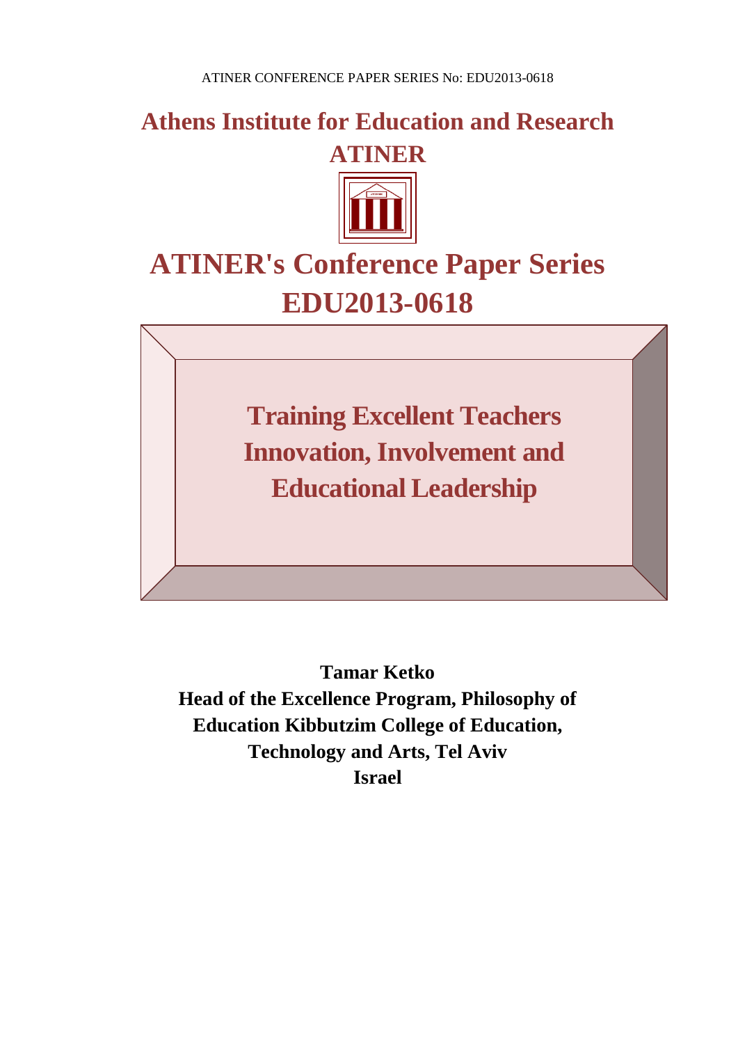# Athens Institute for Education and Research
# ATINER

# ATINER's Conference Paper Series
# EDU2013-0618

## Training Excellent Teachers Innovation, Involvement and Educational Leadership

**Tamar Ketko**
**Head of the Excellence Program, Philosophy of Education Kibbutzim College of Education, Technology and Arts, Tel Aviv**
**Israel**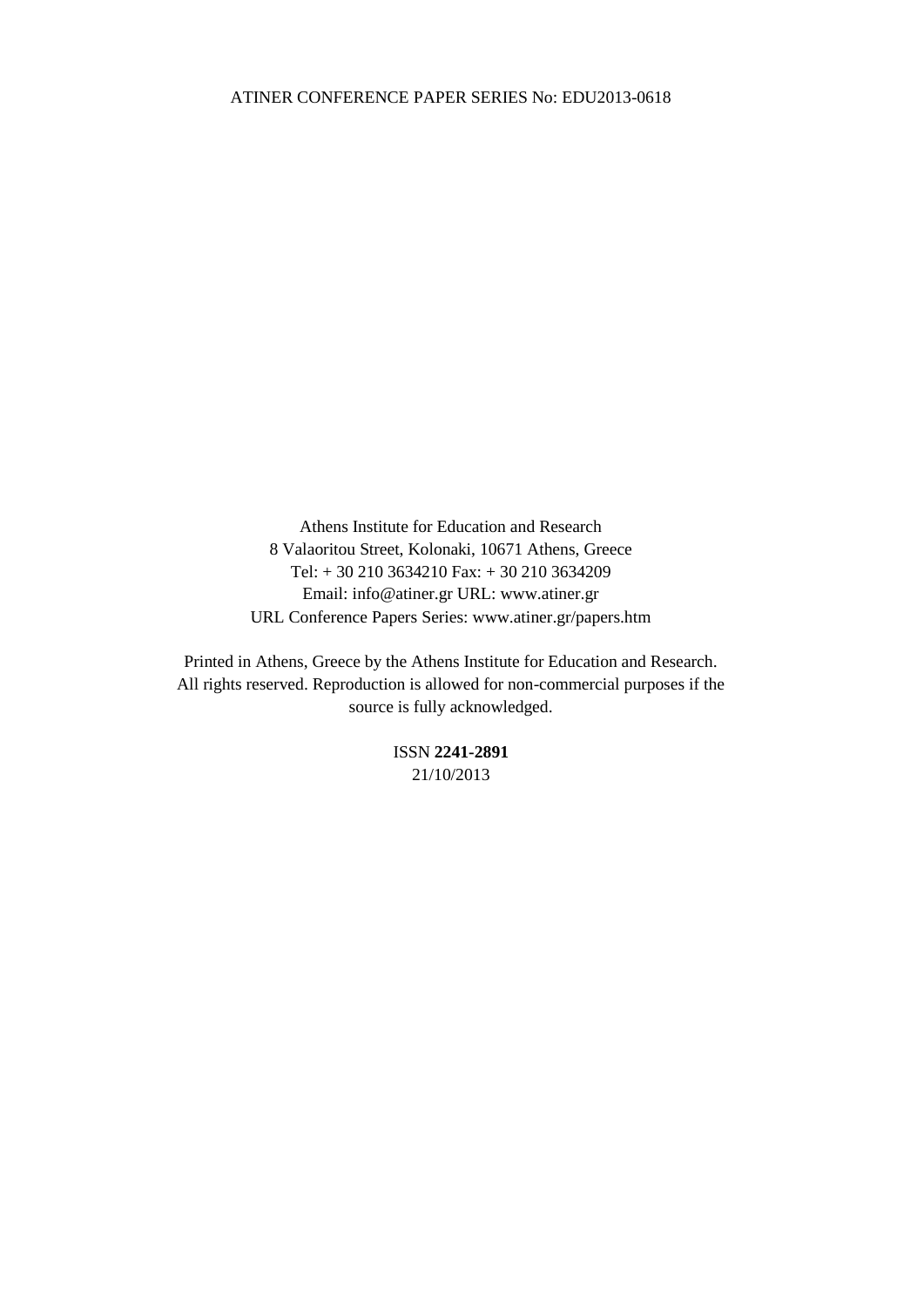Athens Institute for Education and Research
8 Valaoritou Street, Kolonaki, 10671 Athens, Greece
Tel: + 30 210 3634210 Fax: + 30 210 3634209
Email: info@atiner.gr URL: www.atiner.gr
URL Conference Papers Series: www.atiner.gr/papers.htm

Printed in Athens, Greece by the Athens Institute for Education and Research. All rights reserved. Reproduction is allowed for non-commercial purposes if the source is fully acknowledged.

ISSN **2241-2891**
21/10/2013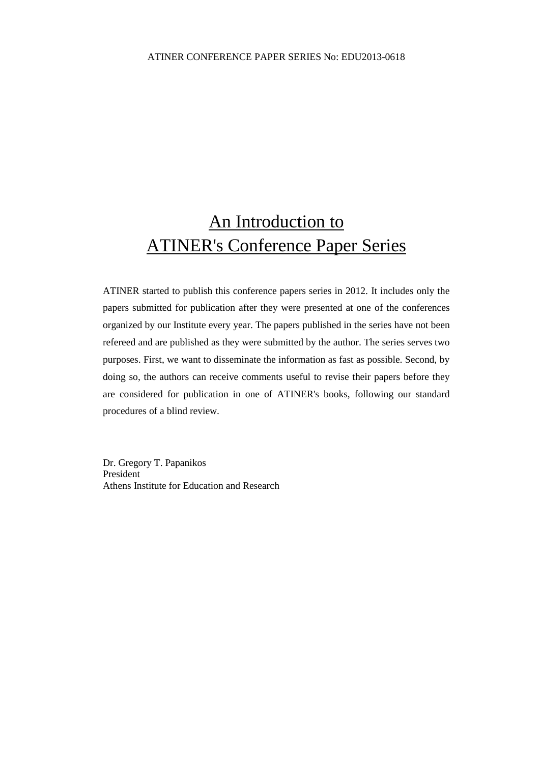# An Introduction to ATINER's Conference Paper Series

ATINER started to publish this conference papers series in 2012. It includes only the papers submitted for publication after they were presented at one of the conferences organized by our Institute every year. The papers published in the series have not been refereed and are published as they were submitted by the author. The series serves two purposes. First, we want to disseminate the information as fast as possible. Second, by doing so, the authors can receive comments useful to revise their papers before they are considered for publication in one of ATINER's books, following our standard procedures of a blind review.

Dr. Gregory T. Papanikos
President
Athens Institute for Education and Research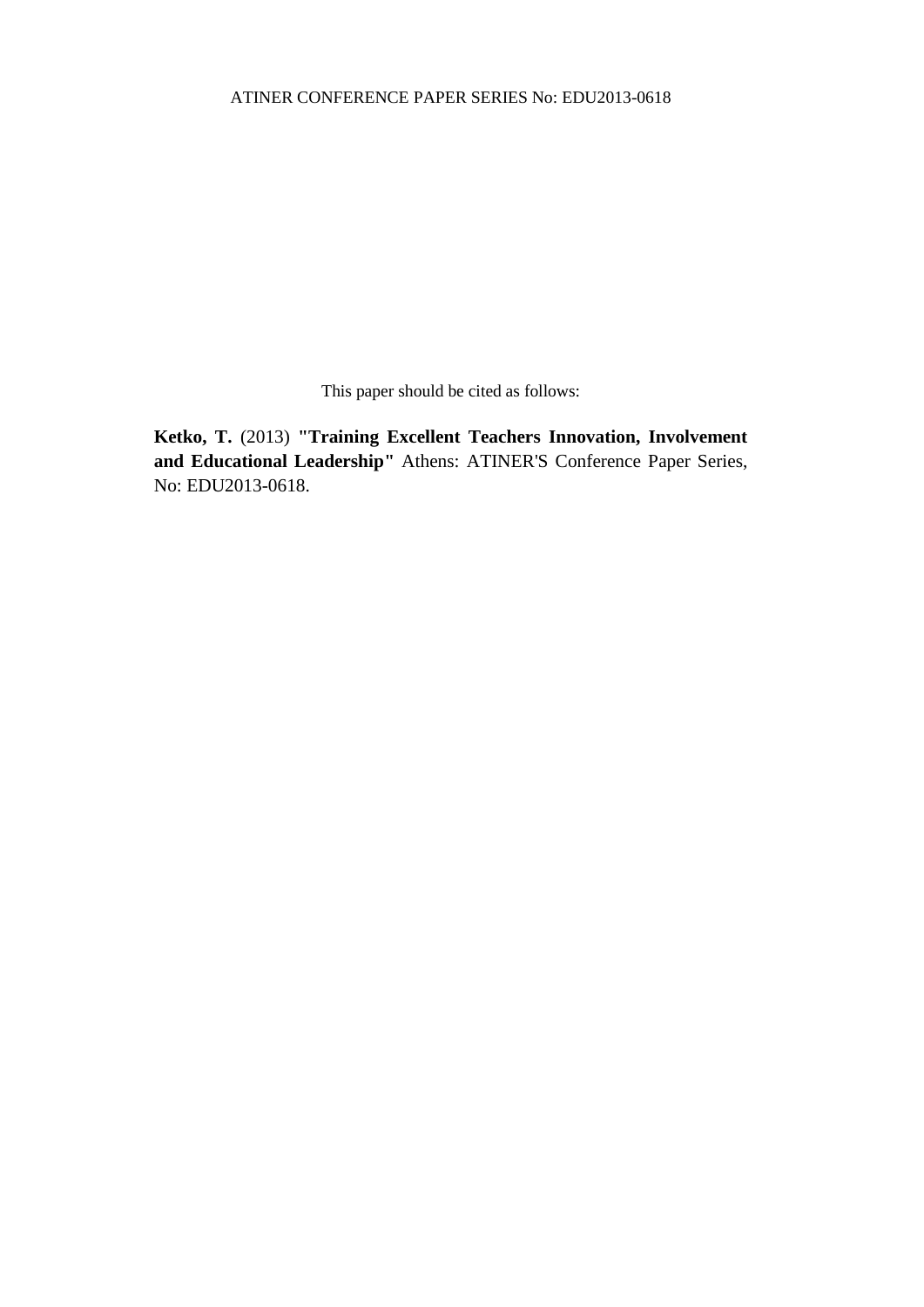This paper should be cited as follows:

**Ketko, T.** (2013) **"Training Excellent Teachers Innovation, Involvement and Educational Leadership"** Athens: ATINER'S Conference Paper Series, No: EDU2013-0618.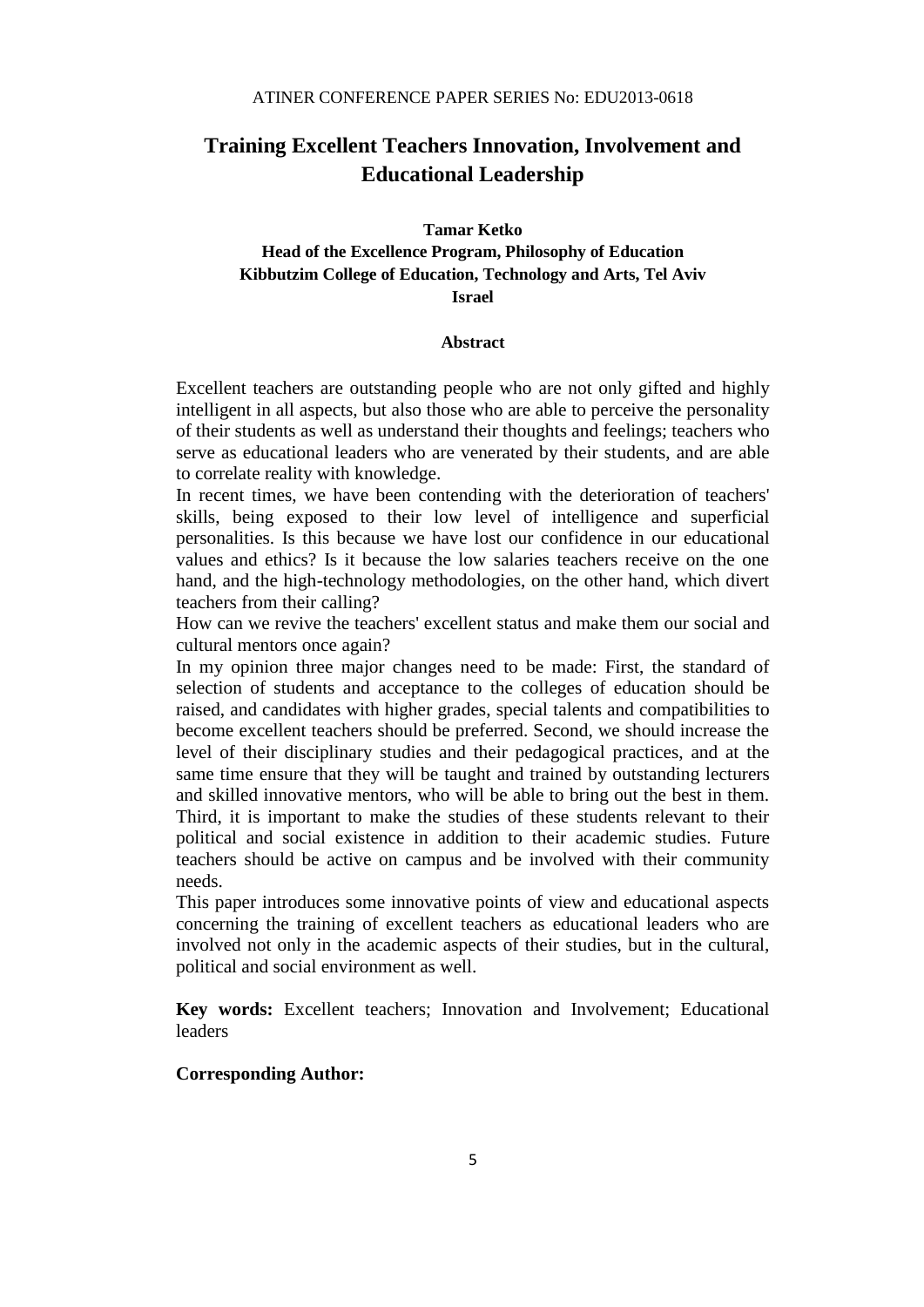# Training Excellent Teachers Innovation, Involvement and Educational Leadership

**Tamar Ketko**
**Head of the Excellence Program, Philosophy of Education**
**Kibbutzim College of Education, Technology and Arts, Tel Aviv**
**Israel**

## Abstract

Excellent teachers are outstanding people who are not only gifted and highly intelligent in all aspects, but also those who are able to perceive the personality of their students as well as understand their thoughts and feelings; teachers who serve as educational leaders who are venerated by their students, and are able to correlate reality with knowledge.

In recent times, we have been contending with the deterioration of teachers' skills, being exposed to their low level of intelligence and superficial personalities. Is this because we have lost our confidence in our educational values and ethics? Is it because the low salaries teachers receive on the one hand, and the high-technology methodologies, on the other hand, which divert teachers from their calling?

How can we revive the teachers' excellent status and make them our social and cultural mentors once again?

In my opinion three major changes need to be made: First, the standard of selection of students and acceptance to the colleges of education should be raised, and candidates with higher grades, special talents and compatibilities to become excellent teachers should be preferred. Second, we should increase the level of their disciplinary studies and their pedagogical practices, and at the same time ensure that they will be taught and trained by outstanding lecturers and skilled innovative mentors, who will be able to bring out the best in them. Third, it is important to make the studies of these students relevant to their political and social existence in addition to their academic studies. Future teachers should be active on campus and be involved with their community needs.

This paper introduces some innovative points of view and educational aspects concerning the training of excellent teachers as educational leaders who are involved not only in the academic aspects of their studies, but in the cultural, political and social environment as well.

**Key words:** Excellent teachers; Innovation and Involvement; Educational leaders

**Corresponding Author:**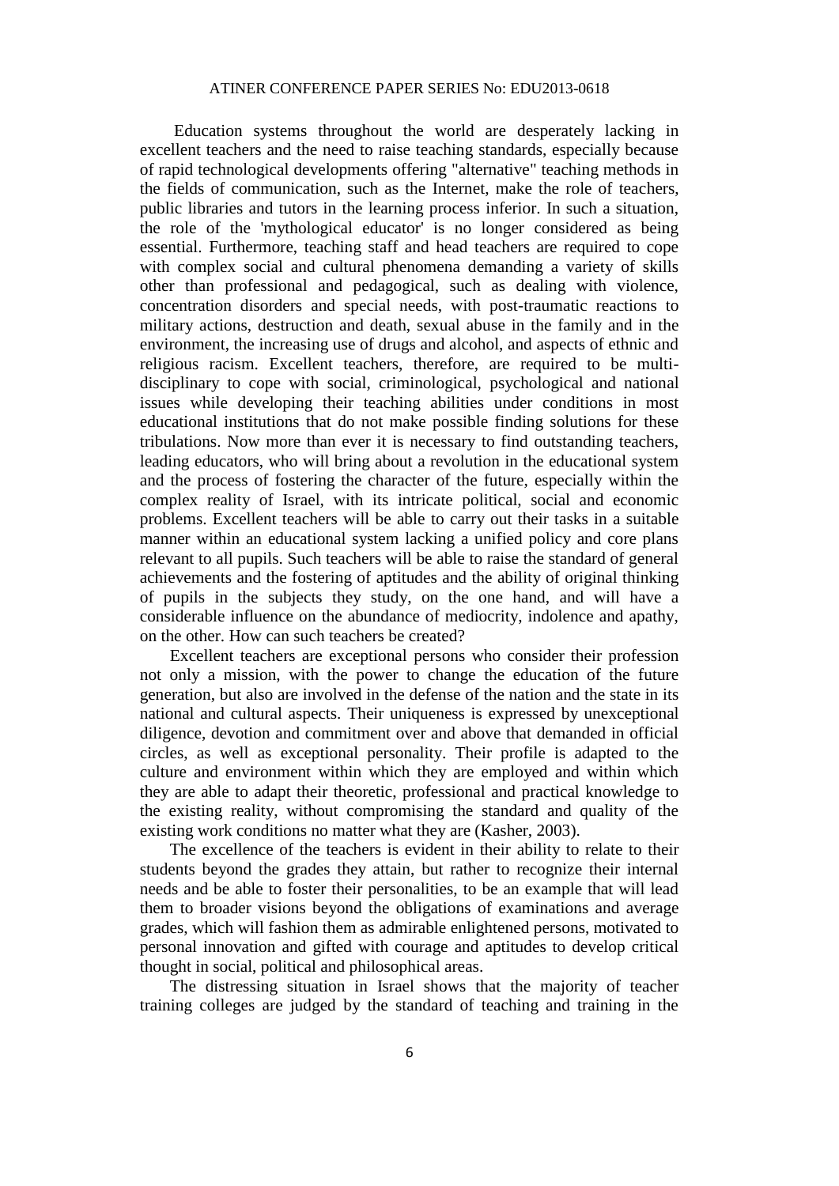Education systems throughout the world are desperately lacking in excellent teachers and the need to raise teaching standards, especially because of rapid technological developments offering "alternative" teaching methods in the fields of communication, such as the Internet, make the role of teachers, public libraries and tutors in the learning process inferior. In such a situation, the role of the 'mythological educator' is no longer considered as being essential. Furthermore, teaching staff and head teachers are required to cope with complex social and cultural phenomena demanding a variety of skills other than professional and pedagogical, such as dealing with violence, concentration disorders and special needs, with post-traumatic reactions to military actions, destruction and death, sexual abuse in the family and in the environment, the increasing use of drugs and alcohol, and aspects of ethnic and religious racism. Excellent teachers, therefore, are required to be multi-disciplinary to cope with social, criminological, psychological and national issues while developing their teaching abilities under conditions in most educational institutions that do not make possible finding solutions for these tribulations. Now more than ever it is necessary to find outstanding teachers, leading educators, who will bring about a revolution in the educational system and the process of fostering the character of the future, especially within the complex reality of Israel, with its intricate political, social and economic problems. Excellent teachers will be able to carry out their tasks in a suitable manner within an educational system lacking a unified policy and core plans relevant to all pupils. Such teachers will be able to raise the standard of general achievements and the fostering of aptitudes and the ability of original thinking of pupils in the subjects they study, on the one hand, and will have a considerable influence on the abundance of mediocrity, indolence and apathy, on the other. How can such teachers be created?

Excellent teachers are exceptional persons who consider their profession not only a mission, with the power to change the education of the future generation, but also are involved in the defense of the nation and the state in its national and cultural aspects. Their uniqueness is expressed by unexceptional diligence, devotion and commitment over and above that demanded in official circles, as well as exceptional personality. Their profile is adapted to the culture and environment within which they are employed and within which they are able to adapt their theoretic, professional and practical knowledge to the existing reality, without compromising the standard and quality of the existing work conditions no matter what they are (Kasher, 2003).

The excellence of the teachers is evident in their ability to relate to their students beyond the grades they attain, but rather to recognize their internal needs and be able to foster their personalities, to be an example that will lead them to broader visions beyond the obligations of examinations and average grades, which will fashion them as admirable enlightened persons, motivated to personal innovation and gifted with courage and aptitudes to develop critical thought in social, political and philosophical areas.

The distressing situation in Israel shows that the majority of teacher training colleges are judged by the standard of teaching and training in the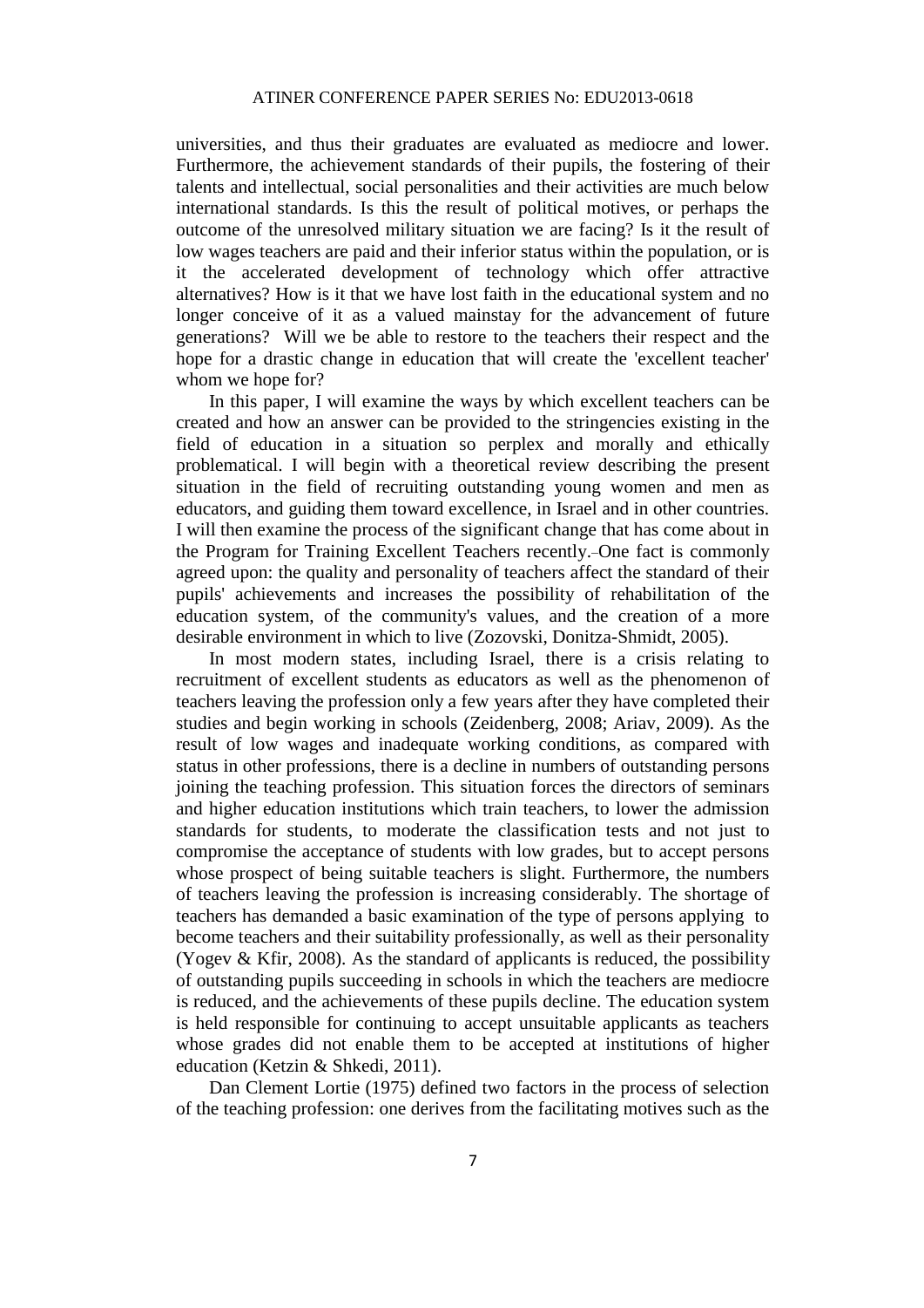universities, and thus their graduates are evaluated as mediocre and lower. Furthermore, the achievement standards of their pupils, the fostering of their talents and intellectual, social personalities and their activities are much below international standards. Is this the result of political motives, or perhaps the outcome of the unresolved military situation we are facing? Is it the result of low wages teachers are paid and their inferior status within the population, or is it the accelerated development of technology which offer attractive alternatives? How is it that we have lost faith in the educational system and no longer conceive of it as a valued mainstay for the advancement of future generations? Will we be able to restore to the teachers their respect and the hope for a drastic change in education that will create the 'excellent teacher' whom we hope for?

In this paper, I will examine the ways by which excellent teachers can be created and how an answer can be provided to the stringencies existing in the field of education in a situation so perplex and morally and ethically problematical. I will begin with a theoretical review describing the present situation in the field of recruiting outstanding young women and men as educators, and guiding them toward excellence, in Israel and in other countries. I will then examine the process of the significant change that has come about in the Program for Training Excellent Teachers recently. One fact is commonly agreed upon: the quality and personality of teachers affect the standard of their pupils' achievements and increases the possibility of rehabilitation of the education system, of the community's values, and the creation of a more desirable environment in which to live (Zozovski, Donitza-Shmidt, 2005).

In most modern states, including Israel, there is a crisis relating to recruitment of excellent students as educators as well as the phenomenon of teachers leaving the profession only a few years after they have completed their studies and begin working in schools (Zeidenberg, 2008; Ariav, 2009). As the result of low wages and inadequate working conditions, as compared with status in other professions, there is a decline in numbers of outstanding persons joining the teaching profession. This situation forces the directors of seminars and higher education institutions which train teachers, to lower the admission standards for students, to moderate the classification tests and not just to compromise the acceptance of students with low grades, but to accept persons whose prospect of being suitable teachers is slight. Furthermore, the numbers of teachers leaving the profession is increasing considerably. The shortage of teachers has demanded a basic examination of the type of persons applying to become teachers and their suitability professionally, as well as their personality (Yogev & Kfir, 2008). As the standard of applicants is reduced, the possibility of outstanding pupils succeeding in schools in which the teachers are mediocre is reduced, and the achievements of these pupils decline. The education system is held responsible for continuing to accept unsuitable applicants as teachers whose grades did not enable them to be accepted at institutions of higher education (Ketzin & Shkedi, 2011).

Dan Clement Lortie (1975) defined two factors in the process of selection of the teaching profession: one derives from the facilitating motives such as the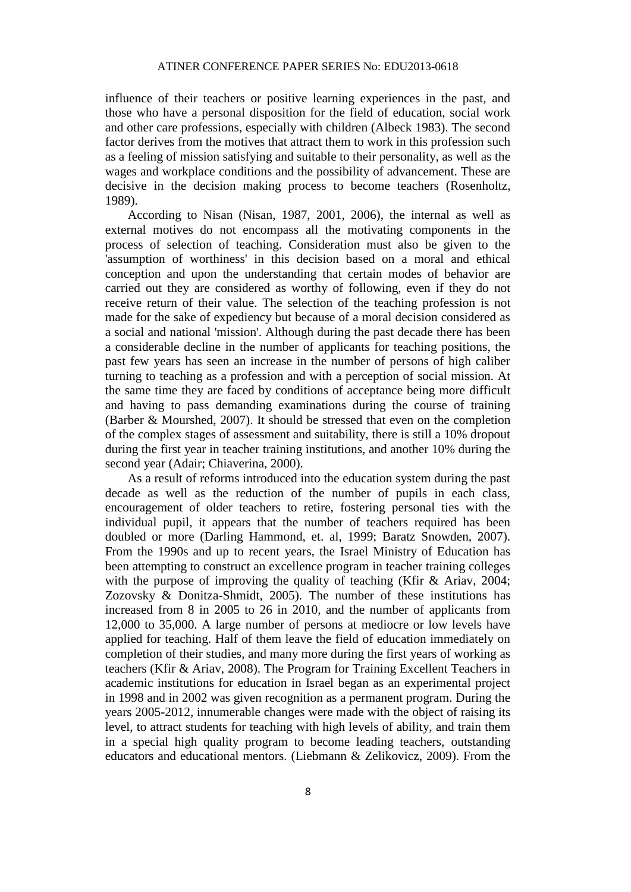influence of their teachers or positive learning experiences in the past, and those who have a personal disposition for the field of education, social work and other care professions, especially with children (Albeck 1983). The second factor derives from the motives that attract them to work in this profession such as a feeling of mission satisfying and suitable to their personality, as well as the wages and workplace conditions and the possibility of advancement. These are decisive in the decision making process to become teachers (Rosenholtz, 1989).

According to Nisan (Nisan, 1987, 2001, 2006), the internal as well as external motives do not encompass all the motivating components in the process of selection of teaching. Consideration must also be given to the 'assumption of worthiness' in this decision based on a moral and ethical conception and upon the understanding that certain modes of behavior are carried out they are considered as worthy of following, even if they do not receive return of their value. The selection of the teaching profession is not made for the sake of expediency but because of a moral decision considered as a social and national 'mission'. Although during the past decade there has been a considerable decline in the number of applicants for teaching positions, the past few years has seen an increase in the number of persons of high caliber turning to teaching as a profession and with a perception of social mission. At the same time they are faced by conditions of acceptance being more difficult and having to pass demanding examinations during the course of training (Barber & Mourshed, 2007). It should be stressed that even on the completion of the complex stages of assessment and suitability, there is still a 10% dropout during the first year in teacher training institutions, and another 10% during the second year (Adair; Chiaverina, 2000).

As a result of reforms introduced into the education system during the past decade as well as the reduction of the number of pupils in each class, encouragement of older teachers to retire, fostering personal ties with the individual pupil, it appears that the number of teachers required has been doubled or more (Darling Hammond, et. al, 1999; Baratz Snowden, 2007). From the 1990s and up to recent years, the Israel Ministry of Education has been attempting to construct an excellence program in teacher training colleges with the purpose of improving the quality of teaching (Kfir & Ariav, 2004; Zozovsky & Donitza-Shmidt, 2005). The number of these institutions has increased from 8 in 2005 to 26 in 2010, and the number of applicants from 12,000 to 35,000. A large number of persons at mediocre or low levels have applied for teaching. Half of them leave the field of education immediately on completion of their studies, and many more during the first years of working as teachers (Kfir & Ariav, 2008). The Program for Training Excellent Teachers in academic institutions for education in Israel began as an experimental project in 1998 and in 2002 was given recognition as a permanent program. During the years 2005-2012, innumerable changes were made with the object of raising its level, to attract students for teaching with high levels of ability, and train them in a special high quality program to become leading teachers, outstanding educators and educational mentors. (Liebmann & Zelikovicz, 2009). From the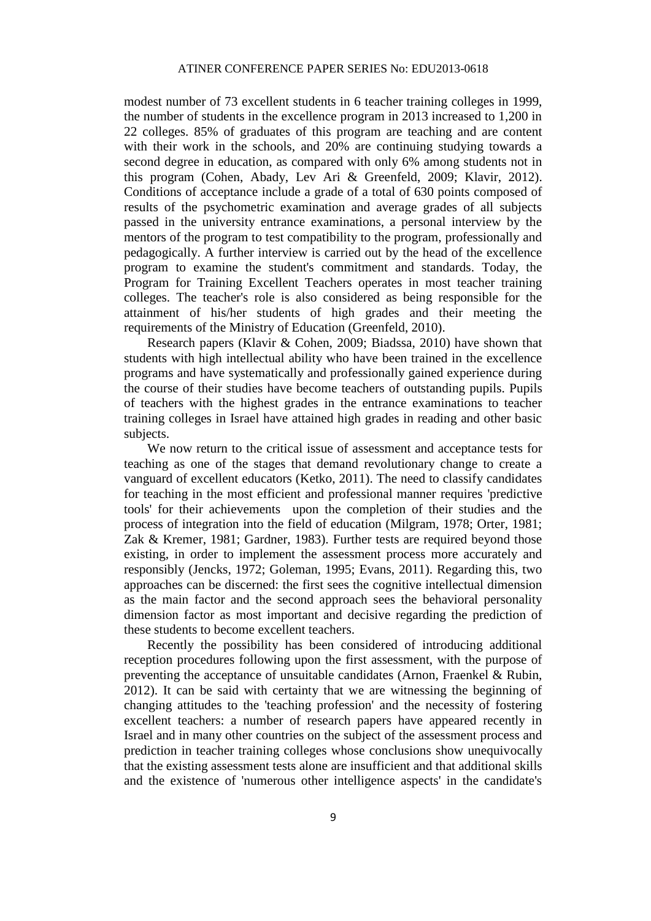modest number of 73 excellent students in 6 teacher training colleges in 1999, the number of students in the excellence program in 2013 increased to 1,200 in 22 colleges. 85% of graduates of this program are teaching and are content with their work in the schools, and 20% are continuing studying towards a second degree in education, as compared with only 6% among students not in this program (Cohen, Abady, Lev Ari & Greenfeld, 2009; Klavir, 2012). Conditions of acceptance include a grade of a total of 630 points composed of results of the psychometric examination and average grades of all subjects passed in the university entrance examinations, a personal interview by the mentors of the program to test compatibility to the program, professionally and pedagogically. A further interview is carried out by the head of the excellence program to examine the student's commitment and standards. Today, the Program for Training Excellent Teachers operates in most teacher training colleges. The teacher's role is also considered as being responsible for the attainment of his/her students of high grades and their meeting the requirements of the Ministry of Education (Greenfeld, 2010).

Research papers (Klavir & Cohen, 2009; Biadssa, 2010) have shown that students with high intellectual ability who have been trained in the excellence programs and have systematically and professionally gained experience during the course of their studies have become teachers of outstanding pupils. Pupils of teachers with the highest grades in the entrance examinations to teacher training colleges in Israel have attained high grades in reading and other basic subjects.

We now return to the critical issue of assessment and acceptance tests for teaching as one of the stages that demand revolutionary change to create a vanguard of excellent educators (Ketko, 2011). The need to classify candidates for teaching in the most efficient and professional manner requires 'predictive tools' for their achievements upon the completion of their studies and the process of integration into the field of education (Milgram, 1978; Orter, 1981; Zak & Kremer, 1981; Gardner, 1983). Further tests are required beyond those existing, in order to implement the assessment process more accurately and responsibly (Jencks, 1972; Goleman, 1995; Evans, 2011). Regarding this, two approaches can be discerned: the first sees the cognitive intellectual dimension as the main factor and the second approach sees the behavioral personality dimension factor as most important and decisive regarding the prediction of these students to become excellent teachers.

Recently the possibility has been considered of introducing additional reception procedures following upon the first assessment, with the purpose of preventing the acceptance of unsuitable candidates (Arnon, Fraenkel & Rubin, 2012). It can be said with certainty that we are witnessing the beginning of changing attitudes to the 'teaching profession' and the necessity of fostering excellent teachers: a number of research papers have appeared recently in Israel and in many other countries on the subject of the assessment process and prediction in teacher training colleges whose conclusions show unequivocally that the existing assessment tests alone are insufficient and that additional skills and the existence of 'numerous other intelligence aspects' in the candidate's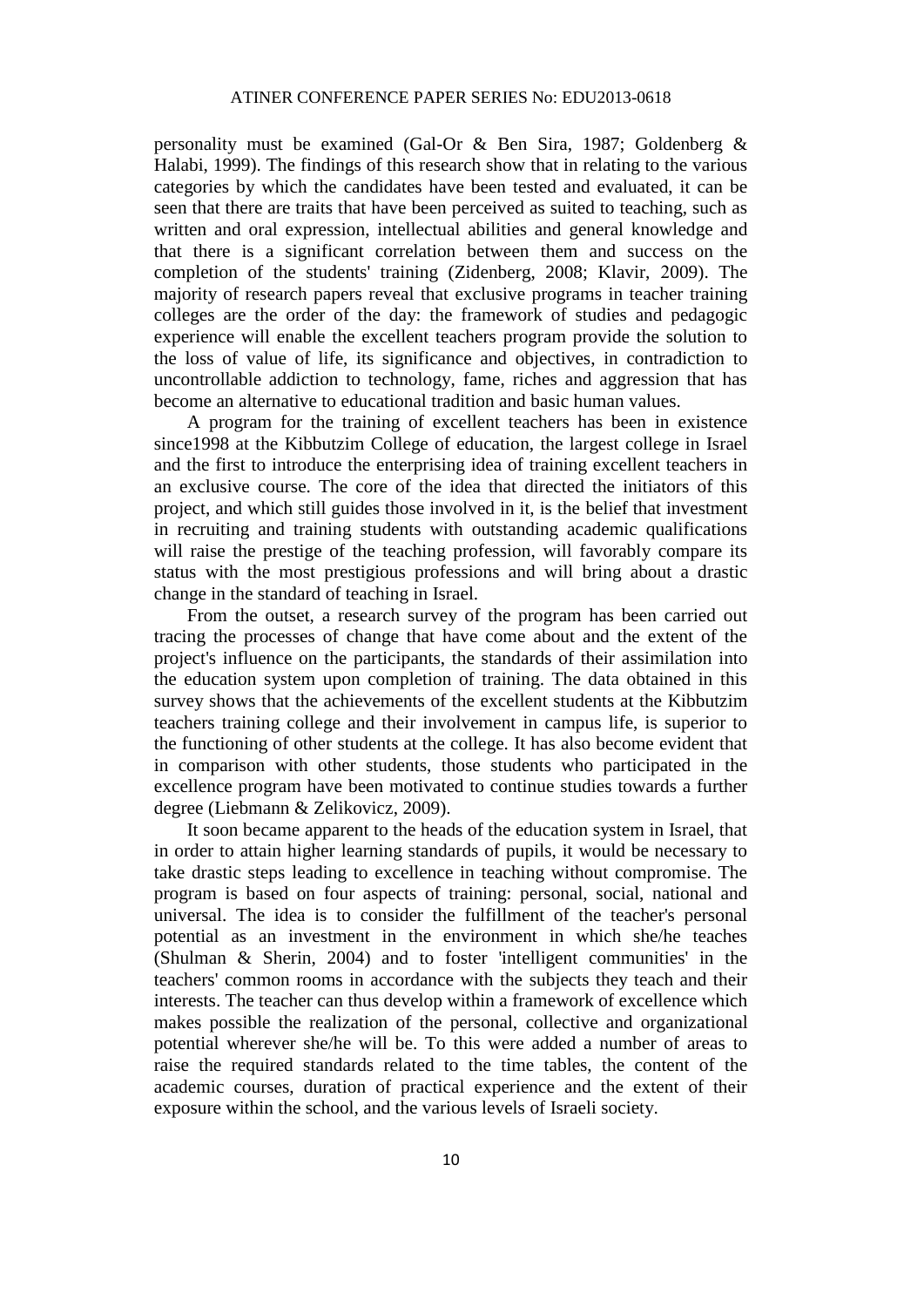personality must be examined (Gal-Or & Ben Sira, 1987; Goldenberg & Halabi, 1999). The findings of this research show that in relating to the various categories by which the candidates have been tested and evaluated, it can be seen that there are traits that have been perceived as suited to teaching, such as written and oral expression, intellectual abilities and general knowledge and that there is a significant correlation between them and success on the completion of the students' training (Zidenberg, 2008; Klavir, 2009). The majority of research papers reveal that exclusive programs in teacher training colleges are the order of the day: the framework of studies and pedagogic experience will enable the excellent teachers program provide the solution to the loss of value of life, its significance and objectives, in contradiction to uncontrollable addiction to technology, fame, riches and aggression that has become an alternative to educational tradition and basic human values.

A program for the training of excellent teachers has been in existence since1998 at the Kibbutzim College of education, the largest college in Israel and the first to introduce the enterprising idea of training excellent teachers in an exclusive course. The core of the idea that directed the initiators of this project, and which still guides those involved in it, is the belief that investment in recruiting and training students with outstanding academic qualifications will raise the prestige of the teaching profession, will favorably compare its status with the most prestigious professions and will bring about a drastic change in the standard of teaching in Israel.

From the outset, a research survey of the program has been carried out tracing the processes of change that have come about and the extent of the project's influence on the participants, the standards of their assimilation into the education system upon completion of training. The data obtained in this survey shows that the achievements of the excellent students at the Kibbutzim teachers training college and their involvement in campus life, is superior to the functioning of other students at the college. It has also become evident that in comparison with other students, those students who participated in the excellence program have been motivated to continue studies towards a further degree (Liebmann & Zelikovicz, 2009).

It soon became apparent to the heads of the education system in Israel, that in order to attain higher learning standards of pupils, it would be necessary to take drastic steps leading to excellence in teaching without compromise. The program is based on four aspects of training: personal, social, national and universal. The idea is to consider the fulfillment of the teacher's personal potential as an investment in the environment in which she/he teaches (Shulman & Sherin, 2004) and to foster 'intelligent communities' in the teachers' common rooms in accordance with the subjects they teach and their interests. The teacher can thus develop within a framework of excellence which makes possible the realization of the personal, collective and organizational potential wherever she/he will be. To this were added a number of areas to raise the required standards related to the time tables, the content of the academic courses, duration of practical experience and the extent of their exposure within the school, and the various levels of Israeli society.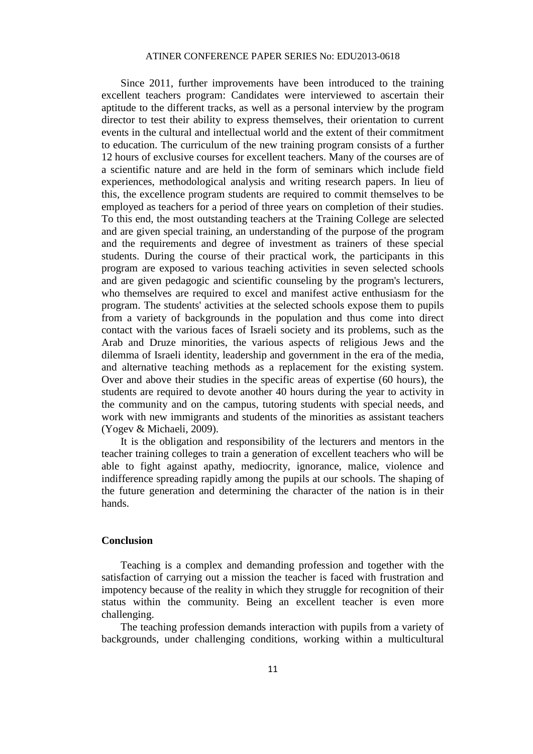Since 2011, further improvements have been introduced to the training excellent teachers program: Candidates were interviewed to ascertain their aptitude to the different tracks, as well as a personal interview by the program director to test their ability to express themselves, their orientation to current events in the cultural and intellectual world and the extent of their commitment to education. The curriculum of the new training program consists of a further 12 hours of exclusive courses for excellent teachers. Many of the courses are of a scientific nature and are held in the form of seminars which include field experiences, methodological analysis and writing research papers. In lieu of this, the excellence program students are required to commit themselves to be employed as teachers for a period of three years on completion of their studies. To this end, the most outstanding teachers at the Training College are selected and are given special training, an understanding of the purpose of the program and the requirements and degree of investment as trainers of these special students. During the course of their practical work, the participants in this program are exposed to various teaching activities in seven selected schools and are given pedagogic and scientific counseling by the program's lecturers, who themselves are required to excel and manifest active enthusiasm for the program. The students' activities at the selected schools expose them to pupils from a variety of backgrounds in the population and thus come into direct contact with the various faces of Israeli society and its problems, such as the Arab and Druze minorities, the various aspects of religious Jews and the dilemma of Israeli identity, leadership and government in the era of the media, and alternative teaching methods as a replacement for the existing system. Over and above their studies in the specific areas of expertise (60 hours), the students are required to devote another 40 hours during the year to activity in the community and on the campus, tutoring students with special needs, and work with new immigrants and students of the minorities as assistant teachers (Yogev & Michaeli, 2009).

It is the obligation and responsibility of the lecturers and mentors in the teacher training colleges to train a generation of excellent teachers who will be able to fight against apathy, mediocrity, ignorance, malice, violence and indifference spreading rapidly among the pupils at our schools. The shaping of the future generation and determining the character of the nation is in their hands.

## Conclusion

Teaching is a complex and demanding profession and together with the satisfaction of carrying out a mission the teacher is faced with frustration and impotency because of the reality in which they struggle for recognition of their status within the community. Being an excellent teacher is even more challenging.

The teaching profession demands interaction with pupils from a variety of backgrounds, under challenging conditions, working within a multicultural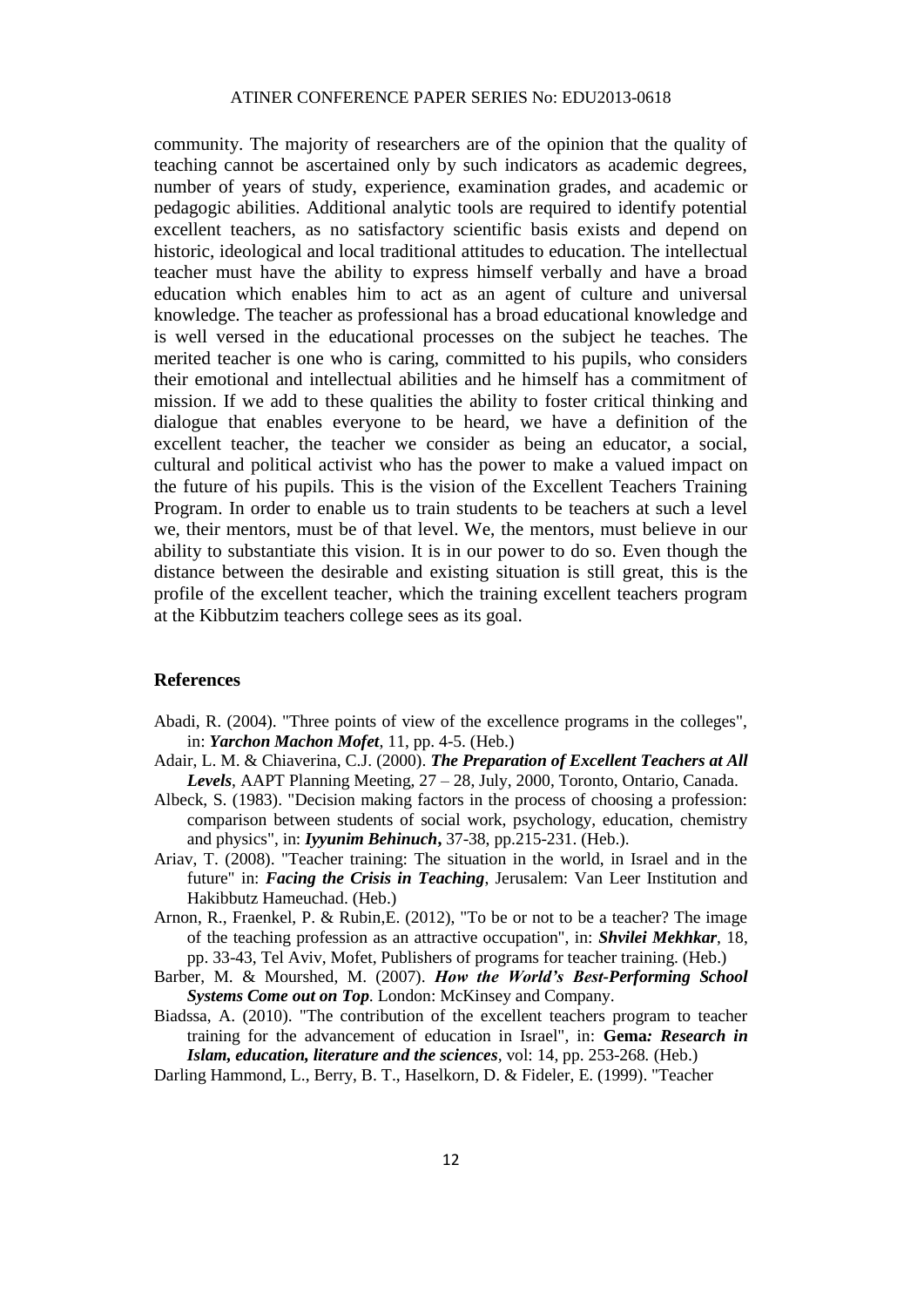community. The majority of researchers are of the opinion that the quality of teaching cannot be ascertained only by such indicators as academic degrees, number of years of study, experience, examination grades, and academic or pedagogic abilities. Additional analytic tools are required to identify potential excellent teachers, as no satisfactory scientific basis exists and depend on historic, ideological and local traditional attitudes to education. The intellectual teacher must have the ability to express himself verbally and have a broad education which enables him to act as an agent of culture and universal knowledge. The teacher as professional has a broad educational knowledge and is well versed in the educational processes on the subject he teaches. The merited teacher is one who is caring, committed to his pupils, who considers their emotional and intellectual abilities and he himself has a commitment of mission. If we add to these qualities the ability to foster critical thinking and dialogue that enables everyone to be heard, we have a definition of the excellent teacher, the teacher we consider as being an educator, a social, cultural and political activist who has the power to make a valued impact on the future of his pupils. This is the vision of the Excellent Teachers Training Program. In order to enable us to train students to be teachers at such a level we, their mentors, must be of that level. We, the mentors, must believe in our ability to substantiate this vision. It is in our power to do so. Even though the distance between the desirable and existing situation is still great, this is the profile of the excellent teacher, which the training excellent teachers program at the Kibbutzim teachers college sees as its goal.

## References

Abadi, R. (2004). "Three points of view of the excellence programs in the colleges", in: ***Yarchon Machon Mofet***, 11, pp. 4-5. (Heb.)

Adair, L. M. & Chiaverina, C.J. (2000). ***The Preparation of Excellent Teachers at All Levels***, AAPT Planning Meeting, 27 – 28, July, 2000, Toronto, Ontario, Canada.

Albeck, S. (1983). "Decision making factors in the process of choosing a profession: comparison between students of social work, psychology, education, chemistry and physics", in: ***Iyyunim Behinuch*,** 37-38, pp.215-231. (Heb.).

Ariav, T. (2008). "Teacher training: The situation in the world, in Israel and in the future" in: ***Facing the Crisis in Teaching***, Jerusalem: Van Leer Institution and Hakibbutz Hameuchad. (Heb.)

Arnon, R., Fraenkel, P. & Rubin,E. (2012), "To be or not to be a teacher? The image of the teaching profession as an attractive occupation", in: ***Shvilei Mekhkar***, 18, pp. 33-43, Tel Aviv, Mofet, Publishers of programs for teacher training. (Heb.)

Barber, M. & Mourshed, M. (2007). ***How the World's Best-Performing School Systems Come out on Top***. London: McKinsey and Company.

Biadssa, A. (2010). "The contribution of the excellent teachers program to teacher training for the advancement of education in Israel", in: **Gema*: Research in Islam, education, literature and the sciences***, vol: 14, pp. 253-268. (Heb.)

Darling Hammond, L., Berry, B. T., Haselkorn, D. & Fideler, E. (1999). "Teacher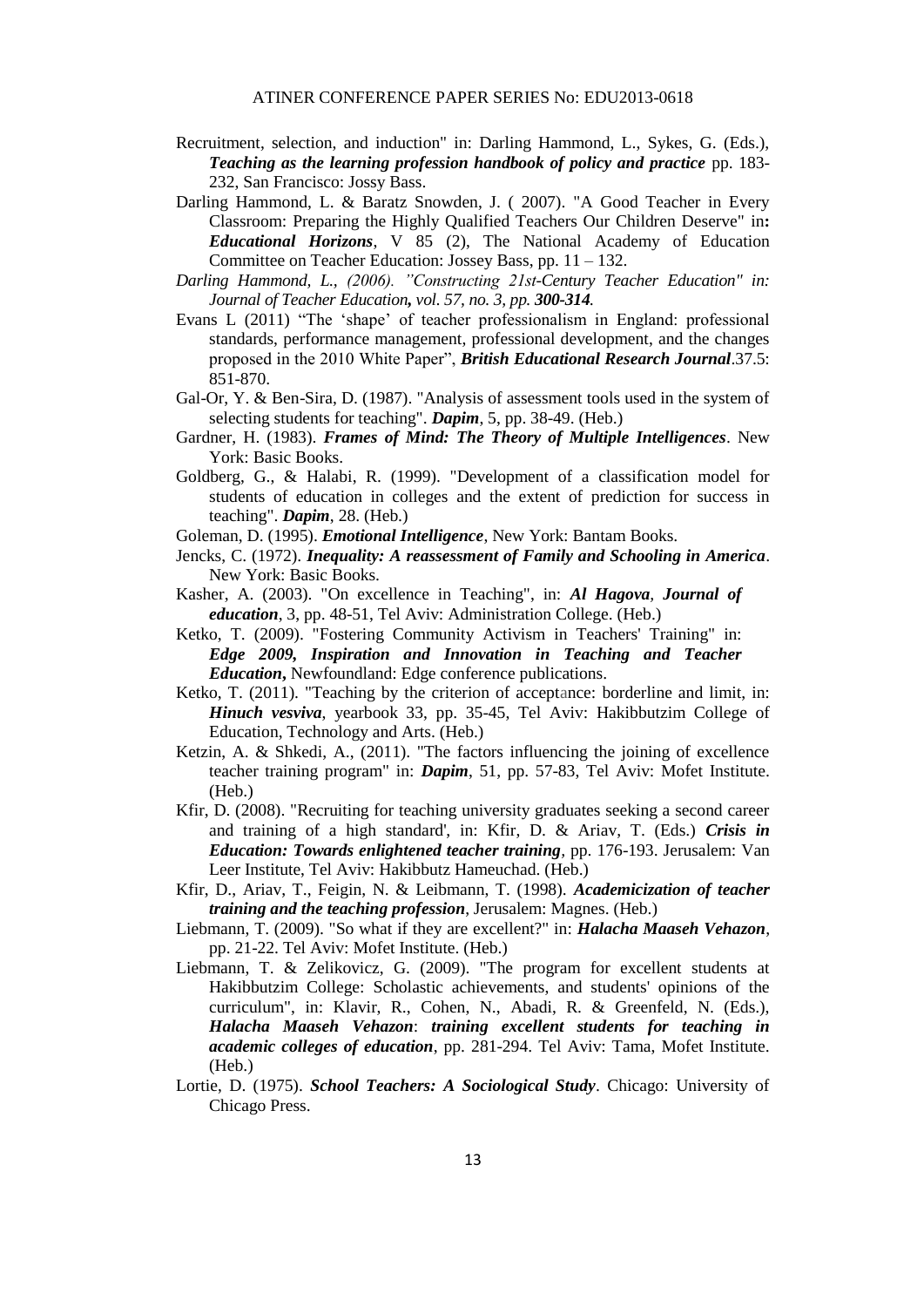Recruitment, selection, and induction" in: Darling Hammond, L., Sykes, G. (Eds.), ***Teaching as the learning profession handbook of policy and practice*** pp. 183-232, San Francisco: Jossy Bass.

Darling Hammond, L. & Baratz Snowden, J. ( 2007). "A Good Teacher in Every Classroom: Preparing the Highly Qualified Teachers Our Children Deserve" in**:** ***Educational Horizons***, V 85 (2), The National Academy of Education Committee on Teacher Education: Jossey Bass, pp. 11 – 132.

*Darling Hammond, L., (2006). "Constructing 21st-Century Teacher Education" in: Journal of Teacher Education**,** vol. 57, no. 3, pp.* ***300-314****.*

Evans L (2011) "The 'shape' of teacher professionalism in England: professional standards, performance management, professional development, and the changes proposed in the 2010 White Paper", ***British Educational Research Journal***.37.5: 851-870.

Gal-Or, Y. & Ben-Sira, D. (1987). "Analysis of assessment tools used in the system of selecting students for teaching". ***Dapim***, 5, pp. 38-49. (Heb.)

Gardner, H. (1983). ***Frames of Mind: The Theory of Multiple Intelligences***. New York: Basic Books.

Goldberg, G., & Halabi, R. (1999). "Development of a classification model for students of education in colleges and the extent of prediction for success in teaching". ***Dapim***, 28. (Heb.)

Goleman, D. (1995). ***Emotional Intelligence***, New York: Bantam Books.

Jencks, C. (1972). ***Inequality: A reassessment of Family and Schooling in America***. New York: Basic Books.

Kasher, A. (2003). "On excellence in Teaching", in: ***Al Hagova, Journal of education***, 3, pp. 48-51, Tel Aviv: Administration College. (Heb.)

Ketko, T. (2009). "Fostering Community Activism in Teachers' Training" in: ***Edge 2009, Inspiration and Innovation in Teaching and Teacher Education*****,** Newfoundland: Edge conference publications.

Ketko, T. (2011). "Teaching by the criterion of acceptance: borderline and limit, in: ***Hinuch vesviva***, yearbook 33, pp. 35-45, Tel Aviv: Hakibbutzim College of Education, Technology and Arts. (Heb.)

Ketzin, A. & Shkedi, A., (2011). "The factors influencing the joining of excellence teacher training program" in: ***Dapim***, 51, pp. 57-83, Tel Aviv: Mofet Institute. (Heb.)

Kfir, D. (2008). "Recruiting for teaching university graduates seeking a second career and training of a high standard', in: Kfir, D. & Ariav, T. (Eds.) ***Crisis in Education: Towards enlightened teacher training***, pp. 176-193. Jerusalem: Van Leer Institute, Tel Aviv: Hakibbutz Hameuchad. (Heb.)

Kfir, D., Ariav, T., Feigin, N. & Leibmann, T. (1998). ***Academicization of teacher training and the teaching profession***, Jerusalem: Magnes. (Heb.)

Liebmann, T. (2009). "So what if they are excellent?" in: ***Halacha Maaseh Vehazon***, pp. 21-22. Tel Aviv: Mofet Institute. (Heb.)

Liebmann, T. & Zelikovicz, G. (2009). "The program for excellent students at Hakibbutzim College: Scholastic achievements, and students' opinions of the curriculum", in: Klavir, R., Cohen, N., Abadi, R. & Greenfeld, N. (Eds.), ***Halacha Maaseh Vehazon***: ***training excellent students for teaching in academic colleges of education***, pp. 281-294. Tel Aviv: Tama, Mofet Institute. (Heb.)

Lortie, D. (1975). ***School Teachers: A Sociological Study***. Chicago: University of Chicago Press.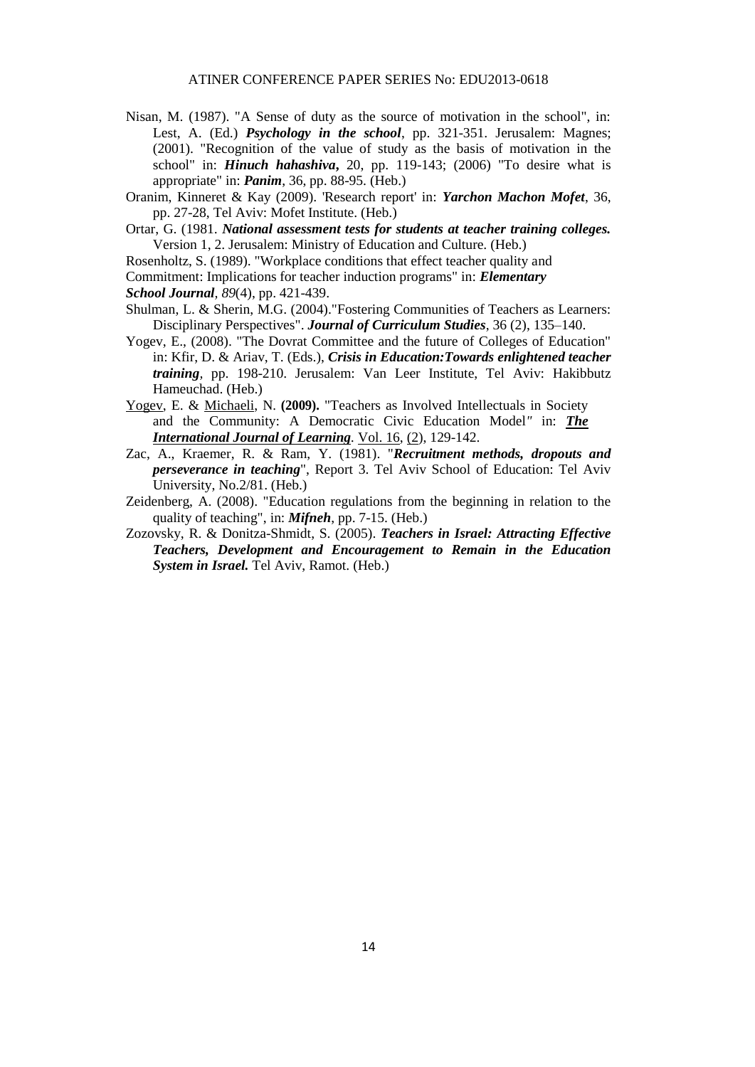Nisan, M. (1987). "A Sense of duty as the source of motivation in the school", in: Lest, A. (Ed.) ***Psychology in the school***, pp. 321-351. Jerusalem: Magnes; (2001). "Recognition of the value of study as the basis of motivation in the school" in: ***Hinuch hahashiva*,** 20, pp. 119-143; (2006) "To desire what is appropriate" in: ***Panim***, 36, pp. 88-95. (Heb.)

Oranim, Kinneret & Kay (2009). 'Research report' in: ***Yarchon Machon Mofet***, 36, pp. 27-28, Tel Aviv: Mofet Institute. (Heb.)

Ortar, G. (1981. ***National assessment tests for students at teacher training colleges.*** Version 1, 2. Jerusalem: Ministry of Education and Culture. (Heb.)

Rosenholtz, S. (1989). "Workplace conditions that effect teacher quality and Commitment: Implications for teacher induction programs" in: ***Elementary School Journal***, *89*(4), pp. 421-439.

Shulman, L. & Sherin, M.G. (2004)."Fostering Communities of Teachers as Learners: Disciplinary Perspectives". ***Journal of Curriculum Studies***, 36 (2), 135–140.

Yogev, E., (2008). "The Dovrat Committee and the future of Colleges of Education" in: Kfir, D. & Ariav, T. (Eds.), ***Crisis in Education:Towards enlightened teacher training***, pp. 198-210. Jerusalem: Van Leer Institute, Tel Aviv: Hakibbutz Hameuchad. (Heb.)

Yogev, E. & Michaeli, N. **(2009).** "Teachers as Involved Intellectuals in Society and the Community: A Democratic Civic Education Model*"* in: ***The International Journal of Learning***. Vol. 16, (2), 129-142.

Zac, A., Kraemer, R. & Ram, Y. (1981). "***Recruitment methods, dropouts and perseverance in teaching***", Report 3. Tel Aviv School of Education: Tel Aviv University, No.2/81. (Heb.)

Zeidenberg, A. (2008). "Education regulations from the beginning in relation to the quality of teaching", in: ***Mifneh***, pp. 7-15. (Heb.)

Zozovsky, R. & Donitza-Shmidt, S. (2005). ***Teachers in Israel: Attracting Effective Teachers, Development and Encouragement to Remain in the Education System in Israel.*** Tel Aviv, Ramot. (Heb.)